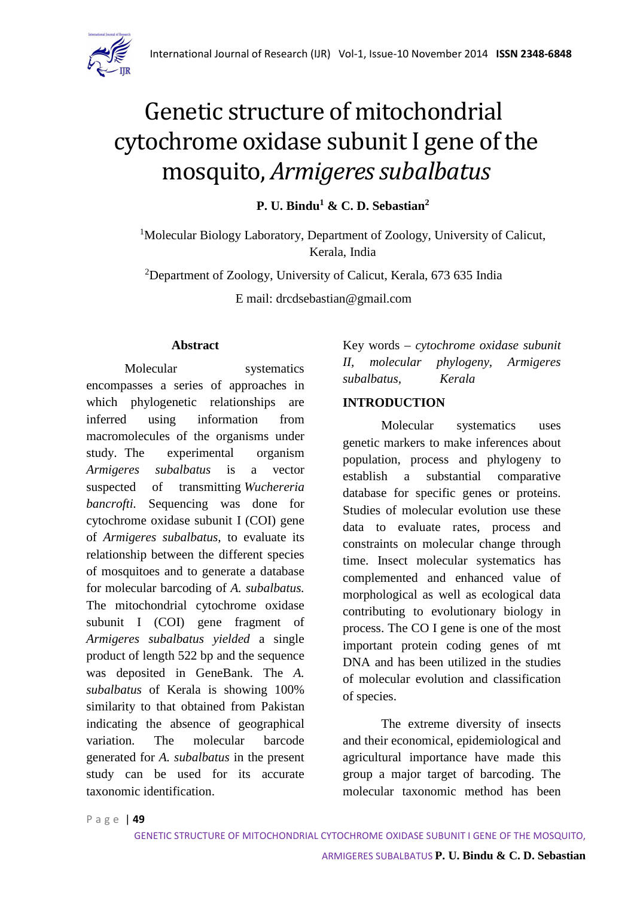# Genetic structure of mitochondrial cytochrome oxidase subunit I gene of the mosquito, *Armigeres subalbatus*

**P. U. Bindu[1] & C. D. Sebastian[2]**

[1]Molecular Biology Laboratory, Department of Zoology, University of Calicut, Kerala, India

[2]Department of Zoology, University of Calicut, Kerala, 673 635 India

E mail: drcdsebastian@gmail.com

### Abstract

Molecular systematics encompasses a series of approaches in which phylogenetic relationships are inferred using information from macromolecules of the organisms under study. The experimental organism *Armigeres subalbatus* is a vector suspected of transmitting *Wuchereria bancrofti.* Sequencing was done for cytochrome oxidase subunit I (COI) gene of *Armigeres subalbatus,* to evaluate its relationship between the different species of mosquitoes and to generate a database for molecular barcoding of *A. subalbatus.* The mitochondrial cytochrome oxidase subunit I (COI) gene fragment of *Armigeres subalbatus yielded* a single product of length 522 bp and the sequence was deposited in GeneBank. The *A. subalbatus* of Kerala is showing 100% similarity to that obtained from Pakistan indicating the absence of geographical variation. The molecular barcode generated for *A. subalbatus* in the present study can be used for its accurate taxonomic identification.

Key words – *cytochrome oxidase subunit II, molecular phylogeny, Armigeres subalbatus, Kerala*

## INTRODUCTION

Molecular systematics uses genetic markers to make inferences about population, process and phylogeny to establish a substantial comparative database for specific genes or proteins. Studies of molecular evolution use these data to evaluate rates, process and constraints on molecular change through time. Insect molecular systematics has complemented and enhanced value of morphological as well as ecological data contributing to evolutionary biology in process. The CO I gene is one of the most important protein coding genes of mt DNA and has been utilized in the studies of molecular evolution and classification of species.

The extreme diversity of insects and their economical, epidemiological and agricultural importance have made this group a major target of barcoding. The molecular taxonomic method has been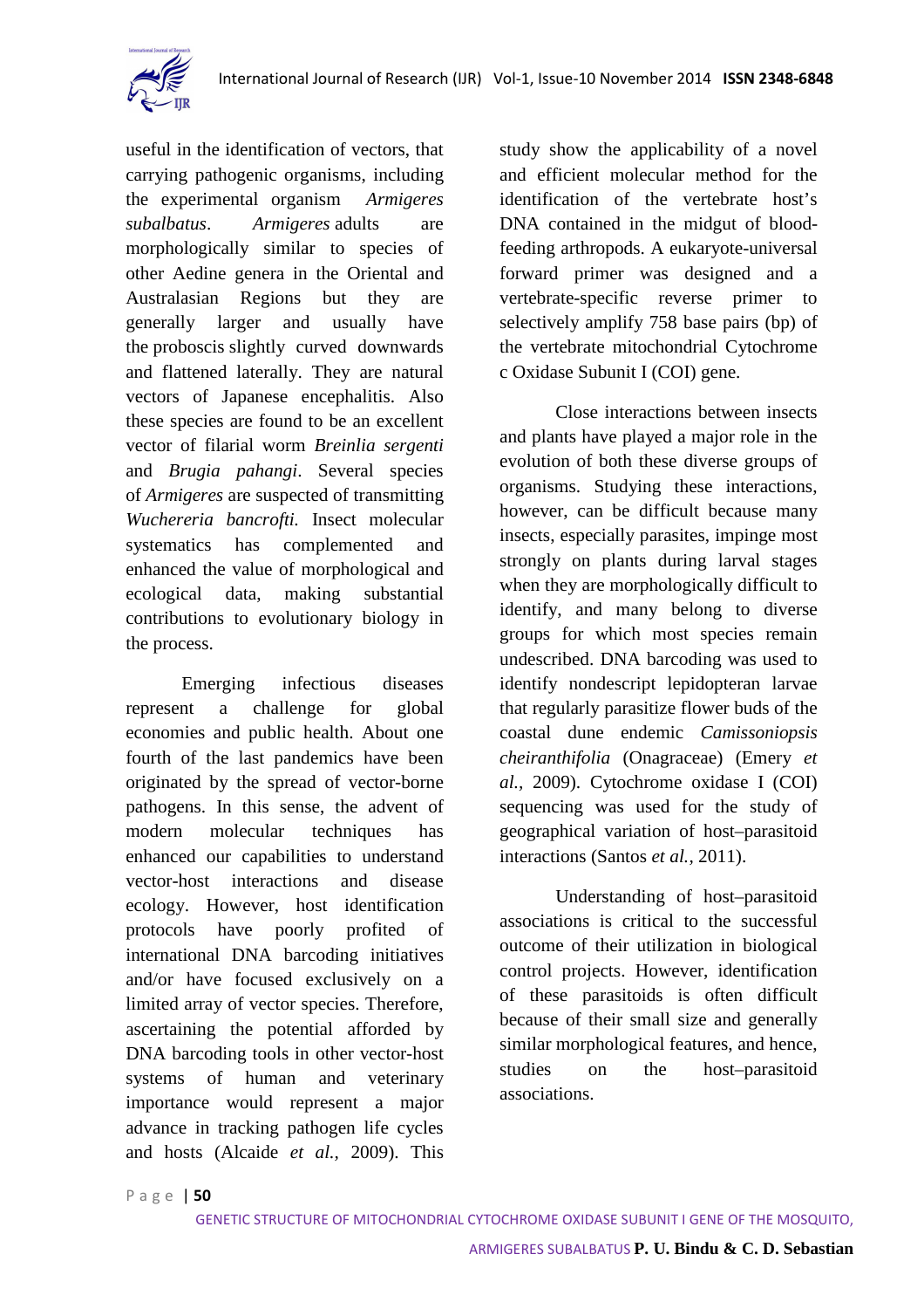useful in the identification of vectors, that carrying pathogenic organisms, including the experimental organism *Armigeres subalbatus*. *Armigeres* adults are morphologically similar to species of other Aedine genera in the Oriental and Australasian Regions but they are generally larger and usually have the proboscis slightly curved downwards and flattened laterally. They are natural vectors of Japanese encephalitis. Also these species are found to be an excellent vector of filarial worm *Breinlia sergenti* and *Brugia pahangi*. Several species of *Armigeres* are suspected of transmitting *Wuchereria bancrofti.* Insect molecular systematics has complemented and enhanced the value of morphological and ecological data, making substantial contributions to evolutionary biology in the process.

Emerging infectious diseases represent a challenge for global economies and public health. About one fourth of the last pandemics have been originated by the spread of vector-borne pathogens. In this sense, the advent of modern molecular techniques has enhanced our capabilities to understand vector-host interactions and disease ecology. However, host identification protocols have poorly profited of international DNA barcoding initiatives and/or have focused exclusively on a limited array of vector species. Therefore, ascertaining the potential afforded by DNA barcoding tools in other vector-host systems of human and veterinary importance would represent a major advance in tracking pathogen life cycles and hosts (Alcaide *et al.*, 2009). This study show the applicability of a novel and efficient molecular method for the identification of the vertebrate host's DNA contained in the midgut of blood-feeding arthropods. A eukaryote-universal forward primer was designed and a vertebrate-specific reverse primer to selectively amplify 758 base pairs (bp) of the vertebrate mitochondrial Cytochrome c Oxidase Subunit I (COI) gene.

Close interactions between insects and plants have played a major role in the evolution of both these diverse groups of organisms. Studying these interactions, however, can be difficult because many insects, especially parasites, impinge most strongly on plants during larval stages when they are morphologically difficult to identify, and many belong to diverse groups for which most species remain undescribed. DNA barcoding was used to identify nondescript lepidopteran larvae that regularly parasitize flower buds of the coastal dune endemic *Camissoniopsis cheiranthifolia* (Onagraceae) (Emery *et al.*, 2009). Cytochrome oxidase I (COI) sequencing was used for the study of geographical variation of host–parasitoid interactions (Santos *et al.*, 2011).

Understanding of host–parasitoid associations is critical to the successful outcome of their utilization in biological control projects. However, identification of these parasitoids is often difficult because of their small size and generally similar morphological features, and hence, studies on the host–parasitoid associations.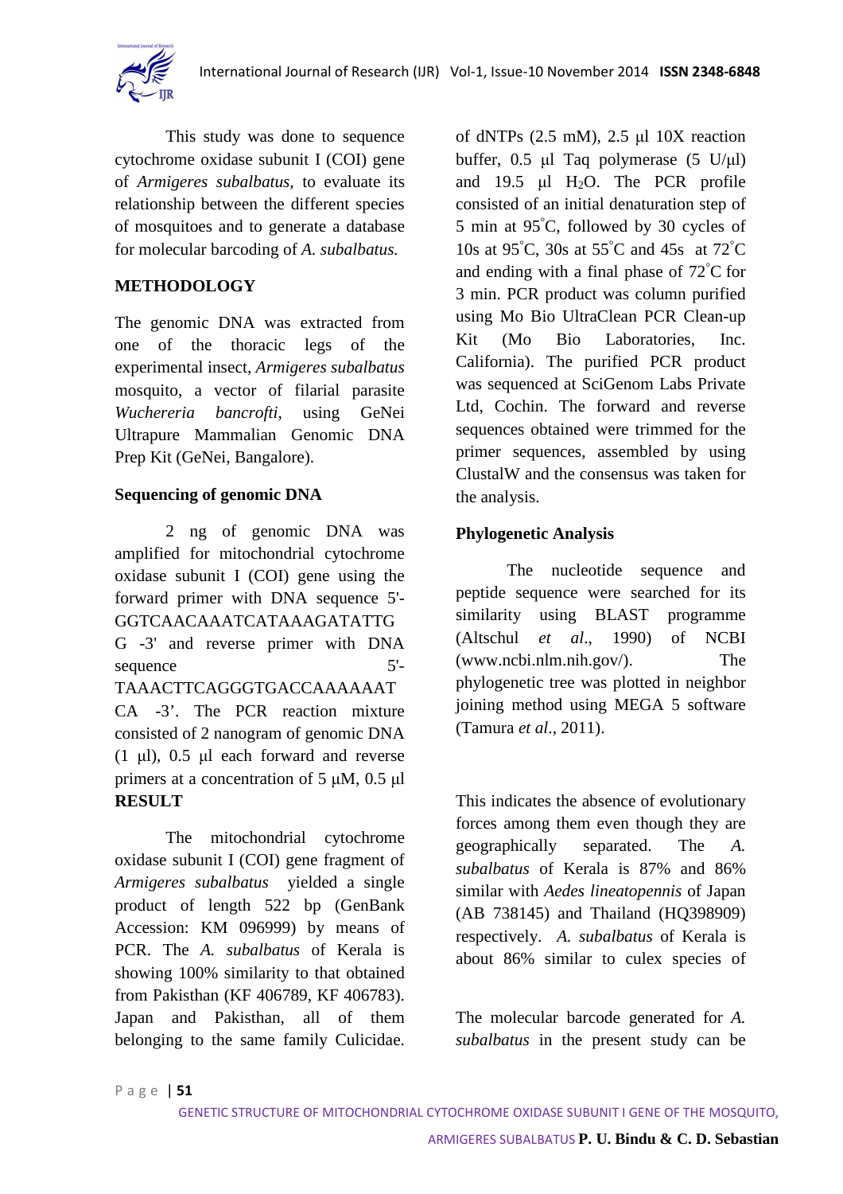This study was done to sequence cytochrome oxidase subunit I (COI) gene of *Armigeres subalbatus,* to evaluate its relationship between the different species of mosquitoes and to generate a database for molecular barcoding of *A. subalbatus.*

## METHODOLOGY

The genomic DNA was extracted from one of the thoracic legs of the experimental insect, *Armigeres subalbatus* mosquito, a vector of filarial parasite *Wuchereria bancrofti*, using GeNei Ultrapure Mammalian Genomic DNA Prep Kit (GeNei, Bangalore).

### Sequencing of genomic DNA

2 ng of genomic DNA was amplified for mitochondrial cytochrome oxidase subunit I (COI) gene using the forward primer with DNA sequence 5'-GGTCAACAAATCATAAAGATATTG G -3' and reverse primer with DNA sequence 5'-TAAACTTCAGGGTGACCAAAAAAT CA -3'. The PCR reaction mixture consisted of 2 nanogram of genomic DNA (1 µl), 0.5 µl each forward and reverse primers at a concentration of 5 µM, 0.5 µl of dNTPs (2.5 mM), 2.5 µl 10X reaction buffer, 0.5 µl Taq polymerase (5 U/µl) and 19.5 µl $H_2O$. The PCR profile consisted of an initial denaturation step of 5 min at 95°C, followed by 30 cycles of 10s at 95°C, 30s at 55°C and 45s at 72°C and ending with a final phase of 72°C for 3 min. PCR product was column purified using Mo Bio UltraClean PCR Clean-up Kit (Mo Bio Laboratories, Inc. California). The purified PCR product was sequenced at SciGenom Labs Private Ltd, Cochin. The forward and reverse sequences obtained were trimmed for the primer sequences, assembled by using ClustalW and the consensus was taken for the analysis.

### Phylogenetic Analysis

The nucleotide sequence and peptide sequence were searched for its similarity using BLAST programme (Altschul *et al*., 1990) of NCBI (www.ncbi.nlm.nih.gov/). The phylogenetic tree was plotted in neighbor joining method using MEGA 5 software (Tamura *et al*., 2011).

## RESULT

The mitochondrial cytochrome oxidase subunit I (COI) gene fragment of *Armigeres subalbatus* yielded a single product of length 522 bp (GenBank Accession: KM 096999) by means of PCR. The *A. subalbatus* of Kerala is showing 100% similarity to that obtained from Pakisthan (KF 406789, KF 406783). Japan and Pakisthan, all of them belonging to the same family Culicidae.

This indicates the absence of evolutionary forces among them even though they are geographically separated. The *A. subalbatus* of Kerala is 87% and 86% similar with *Aedes lineatopennis* of Japan (AB 738145) and Thailand (HQ398909) respectively. *A. subalbatus* of Kerala is about 86% similar to culex species of

The molecular barcode generated for *A. subalbatus* in the present study can be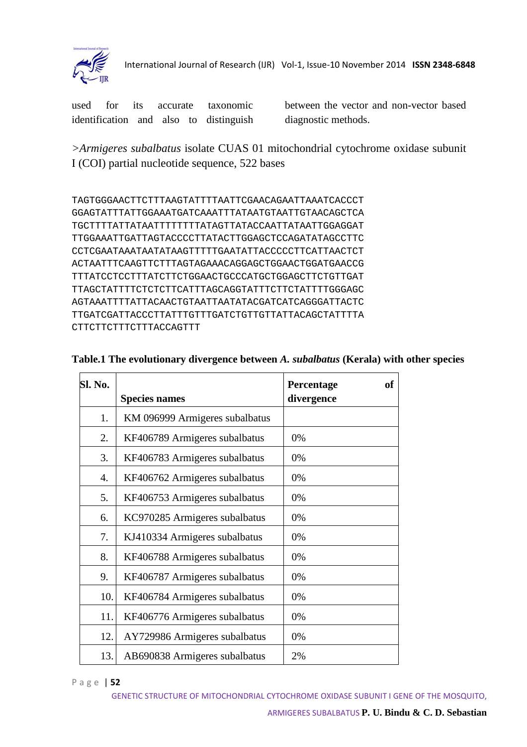used for its accurate taxonomic identification and also to distinguish between the vector and non-vector based diagnostic methods.

*>Armigeres subalbatus* isolate CUAS 01 mitochondrial cytochrome oxidase subunit I (COI) partial nucleotide sequence, 522 bases

```
TAGTGGGAACTTCTTTAAGTATTTTAATTCGAACAGAATTAAATCACCCT
GGAGTATTTATTGGAAATGATCAAATTTATAATGTAATTGTAACAGCTCA
TGCTTTTATTATAATTTTTTTTATAGTTATACCAATTATAATTGGAGGAT
TTGGAAATTGATTAGTACCCCTTATACTTGGAGCTCCAGATATAGCCTTC
CCTCGAATAAATAATATAAGTTTTTGAATATTACCCCCTTCATTAACTCT
ACTAATTTCAAGTTCTTTAGTAGAAACAGGAGCTGGAACTGGATGAACCG
TTTATCCTCCTTTATCTTCTGGAACTGCCCATGCTGGAGCTTCTGTTGAT
TTAGCTATTTTCTCTCTTCATTTAGCAGGTATTTCTTCTATTTTGGGAGC
AGTAAATTTTATTACAACTGTAATTAATATACGATCATCAGGGATTACTC
TTGATCGATTACCCTTATTTGTTTGATCTGTTGTTATTACAGCTATTTTA
CTTCTTCTTTCTTTACCAGTTT
```

**Table.1 The evolutionary divergence between *A. subalbatus* (Kerala) with other species**

| Sl. No. | Species names | Percentage of divergence |
|---|---|---|
| 1. | KM 096999 Armigeres subalbatus | |
| 2. | KF406789 Armigeres subalbatus | 0% |
| 3. | KF406783 Armigeres subalbatus | 0% |
| 4. | KF406762 Armigeres subalbatus | 0% |
| 5. | KF406753 Armigeres subalbatus | 0% |
| 6. | KC970285 Armigeres subalbatus | 0% |
| 7. | KJ410334 Armigeres subalbatus | 0% |
| 8. | KF406788 Armigeres subalbatus | 0% |
| 9. | KF406787 Armigeres subalbatus | 0% |
| 10. | KF406784 Armigeres subalbatus | 0% |
| 11. | KF406776 Armigeres subalbatus | 0% |
| 12. | AY729986 Armigeres subalbatus | 0% |
| 13. | AB690838 Armigeres subalbatus | 2% |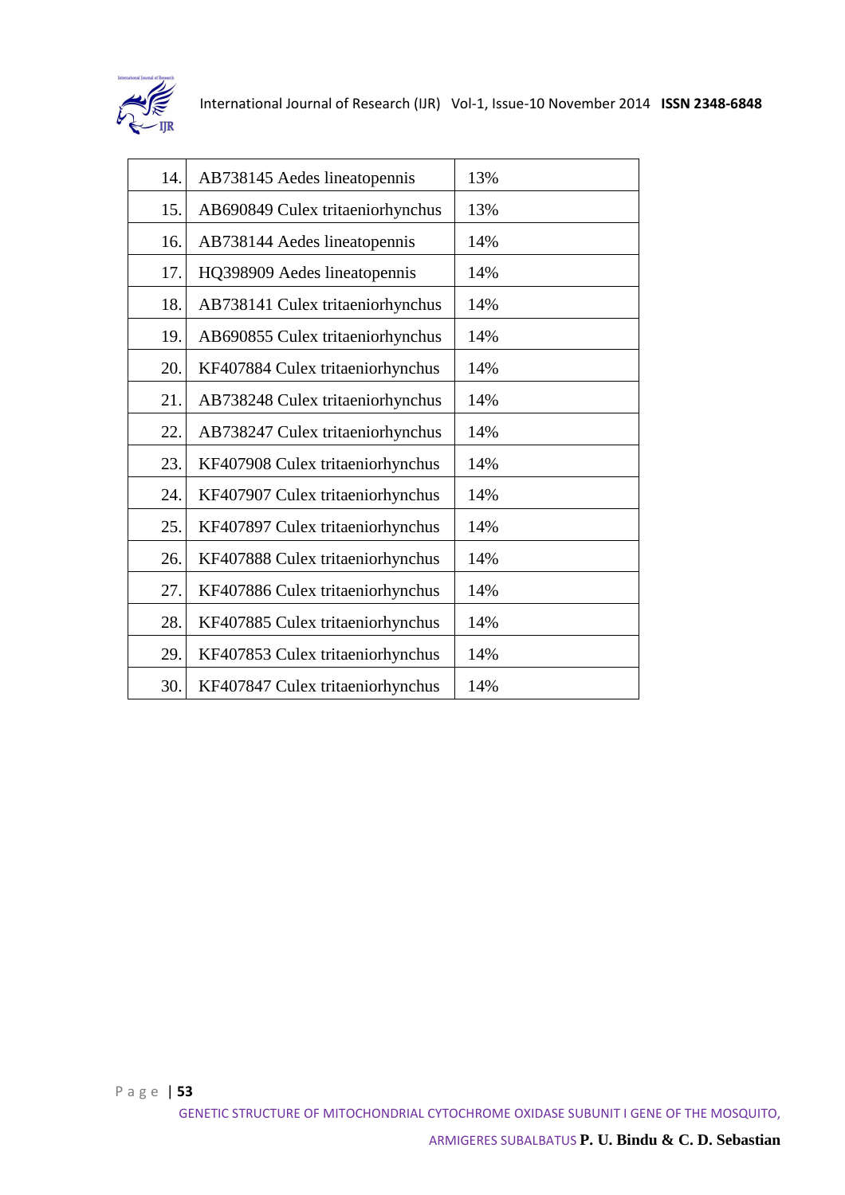| | | |
|---|---|---|
| 14. | AB738145 Aedes lineatopennis | 13% |
| 15. | AB690849 Culex tritaeniorhynchus | 13% |
| 16. | AB738144 Aedes lineatopennis | 14% |
| 17. | HQ398909 Aedes lineatopennis | 14% |
| 18. | AB738141 Culex tritaeniorhynchus | 14% |
| 19. | AB690855 Culex tritaeniorhynchus | 14% |
| 20. | KF407884 Culex tritaeniorhynchus | 14% |
| 21. | AB738248 Culex tritaeniorhynchus | 14% |
| 22. | AB738247 Culex tritaeniorhynchus | 14% |
| 23. | KF407908 Culex tritaeniorhynchus | 14% |
| 24. | KF407907 Culex tritaeniorhynchus | 14% |
| 25. | KF407897 Culex tritaeniorhynchus | 14% |
| 26. | KF407888 Culex tritaeniorhynchus | 14% |
| 27. | KF407886 Culex tritaeniorhynchus | 14% |
| 28. | KF407885 Culex tritaeniorhynchus | 14% |
| 29. | KF407853 Culex tritaeniorhynchus | 14% |
| 30. | KF407847 Culex tritaeniorhynchus | 14% |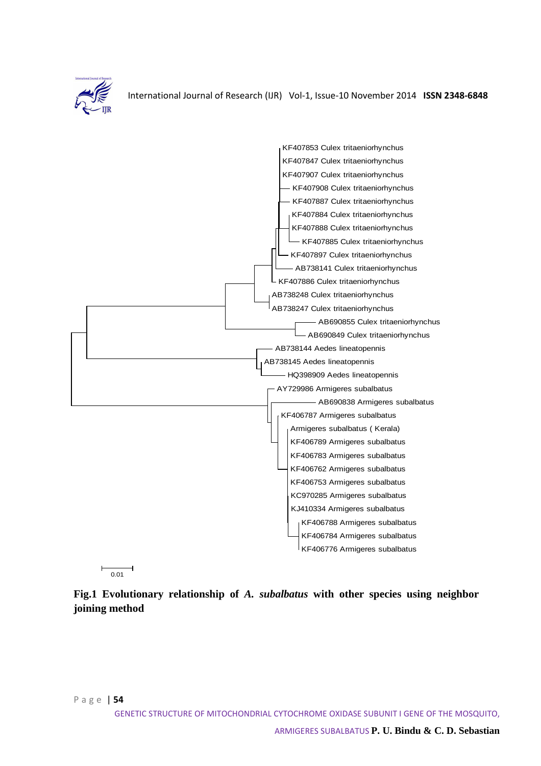KF407853 Culex tritaeniorhynchus
KF407847 Culex tritaeniorhynchus
KF407907 Culex tritaeniorhynchus
KF407908 Culex tritaeniorhynchus
KF407887 Culex tritaeniorhynchus
KF407884 Culex tritaeniorhynchus
KF407888 Culex tritaeniorhynchus
KF407885 Culex tritaeniorhynchus
KF407897 Culex tritaeniorhynchus
AB738141 Culex tritaeniorhynchus
KF407886 Culex tritaeniorhynchus
AB738248 Culex tritaeniorhynchus
AB738247 Culex tritaeniorhynchus
AB690855 Culex tritaeniorhynchus
AB690849 Culex tritaeniorhynchus
AB738144 Aedes lineatopennis
AB738145 Aedes lineatopennis
HQ398909 Aedes lineatopennis
AY729986 Armigeres subalbatus
AB690838 Armigeres subalbatus
KF406787 Armigeres subalbatus
Armigeres subalbatus ( Kerala)
KF406789 Armigeres subalbatus
KF406783 Armigeres subalbatus
KF406762 Armigeres subalbatus
KF406753 Armigeres subalbatus
KC970285 Armigeres subalbatus
KJ410334 Armigeres subalbatus
KF406788 Armigeres subalbatus
KF406784 Armigeres subalbatus
KF406776 Armigeres subalbatus

0.01

**Fig.1 Evolutionary relationship of *A. subalbatus* with other species using neighbor joining method**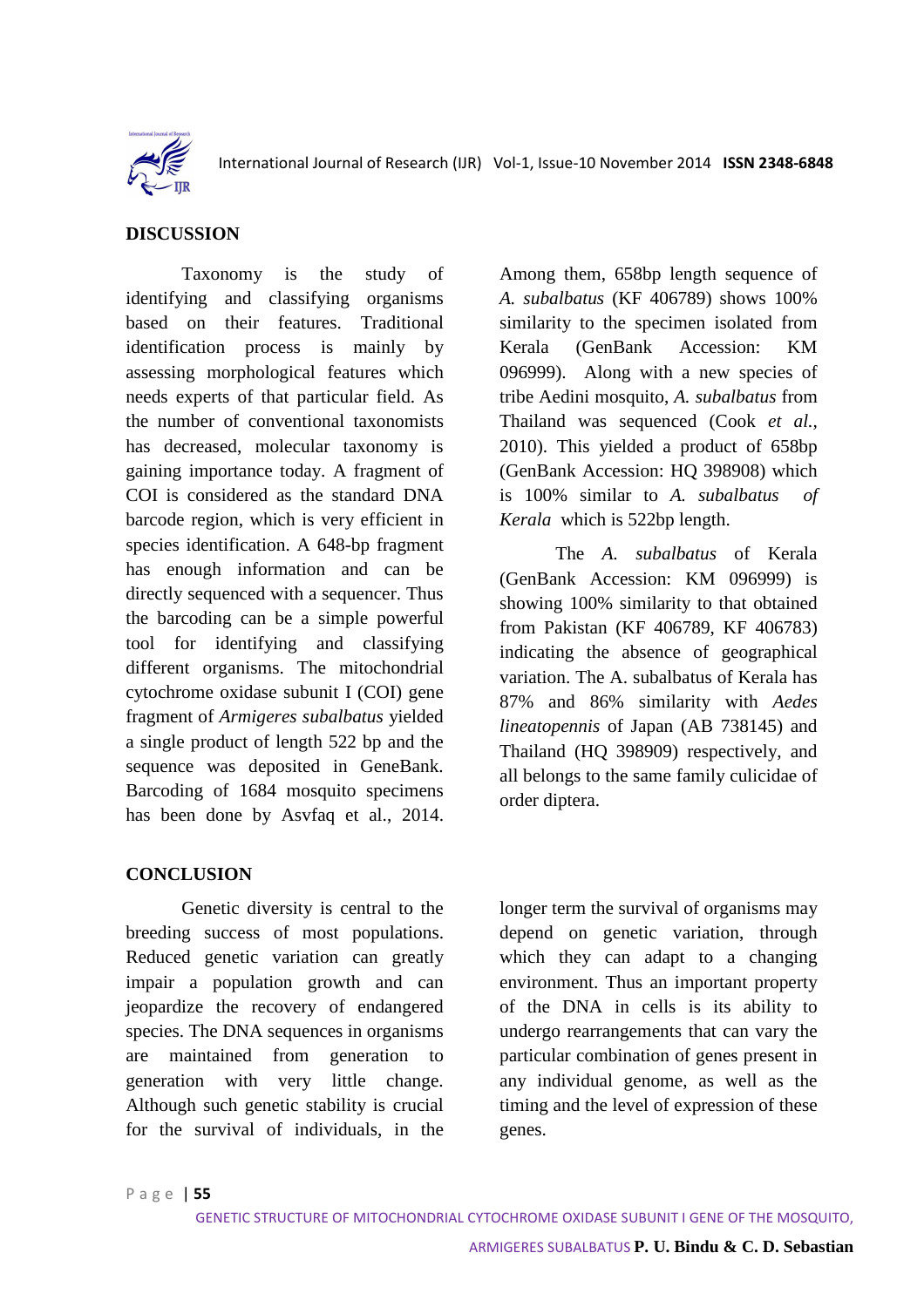## DISCUSSION

Taxonomy is the study of identifying and classifying organisms based on their features. Traditional identification process is mainly by assessing morphological features which needs experts of that particular field. As the number of conventional taxonomists has decreased, molecular taxonomy is gaining importance today. A fragment of COI is considered as the standard DNA barcode region, which is very efficient in species identification. A 648-bp fragment has enough information and can be directly sequenced with a sequencer. Thus the barcoding can be a simple powerful tool for identifying and classifying different organisms. The mitochondrial cytochrome oxidase subunit I (COI) gene fragment of *Armigeres subalbatus* yielded a single product of length 522 bp and the sequence was deposited in GeneBank. Barcoding of 1684 mosquito specimens has been done by Asvfaq et al., 2014. Among them, 658bp length sequence of *A. subalbatus* (KF 406789) shows 100% similarity to the specimen isolated from Kerala (GenBank Accession: KM 096999). Along with a new species of tribe Aedini mosquito, *A. subalbatus* from Thailand was sequenced (Cook *et al.*, 2010). This yielded a product of 658bp (GenBank Accession: HQ 398908) which is 100% similar to *A. subalbatus of Kerala* which is 522bp length.

The *A. subalbatus* of Kerala (GenBank Accession: KM 096999) is showing 100% similarity to that obtained from Pakistan (KF 406789, KF 406783) indicating the absence of geographical variation. The A. subalbatus of Kerala has 87% and 86% similarity with *Aedes lineatopennis* of Japan (AB 738145) and Thailand (HQ 398909) respectively, and all belongs to the same family culicidae of order diptera.

## CONCLUSION

Genetic diversity is central to the breeding success of most populations. Reduced genetic variation can greatly impair a population growth and can jeopardize the recovery of endangered species. The DNA sequences in organisms are maintained from generation to generation with very little change. Although such genetic stability is crucial for the survival of individuals, in the longer term the survival of organisms may depend on genetic variation, through which they can adapt to a changing environment. Thus an important property of the DNA in cells is its ability to undergo rearrangements that can vary the particular combination of genes present in any individual genome, as well as the timing and the level of expression of these genes.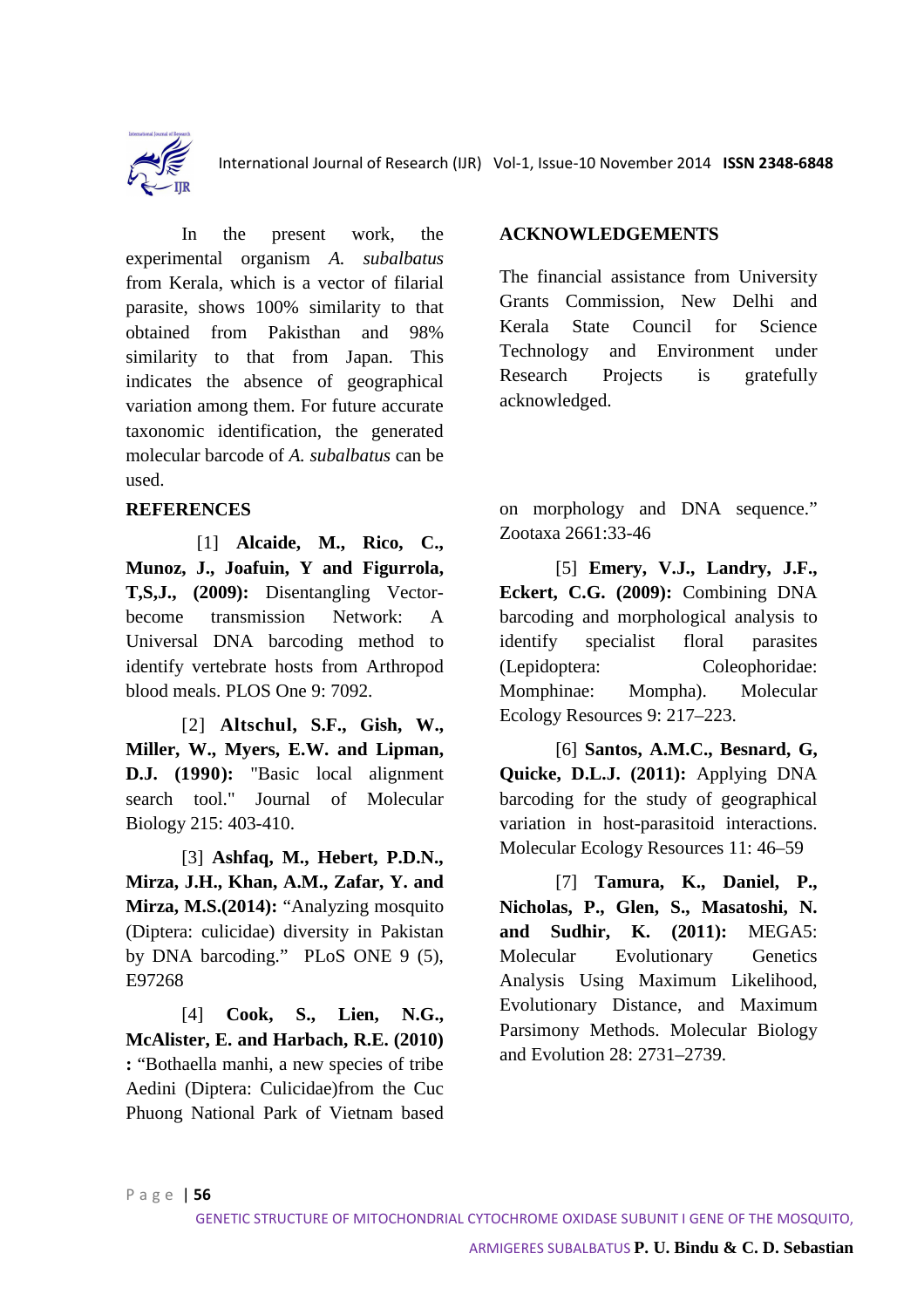In the present work, the experimental organism *A. subalbatus* from Kerala, which is a vector of filarial parasite, shows 100% similarity to that obtained from Pakisthan and 98% similarity to that from Japan. This indicates the absence of geographical variation among them. For future accurate taxonomic identification, the generated molecular barcode of *A. subalbatus* can be used.

## REFERENCES

[1] **Alcaide, M., Rico, C., Munoz, J., Joafuin, Y and Figurrola, T,S,J., (2009):** Disentangling Vector-become transmission Network: A Universal DNA barcoding method to identify vertebrate hosts from Arthropod blood meals. PLOS One 9: 7092.

[2] **Altschul, S.F., Gish, W., Miller, W., Myers, E.W. and Lipman, D.J. (1990):** "Basic local alignment search tool." Journal of Molecular Biology 215: 403-410.

[3] **Ashfaq, M., Hebert, P.D.N., Mirza, J.H., Khan, A.M., Zafar, Y. and Mirza, M.S.(2014):** "Analyzing mosquito (Diptera: culicidae) diversity in Pakistan by DNA barcoding." PLoS ONE 9 (5), E97268

[4] **Cook, S., Lien, N.G., McAlister, E. and Harbach, R.E. (2010) :** "Bothaella manhi, a new species of tribe Aedini (Diptera: Culicidae)from the Cuc Phuong National Park of Vietnam based on morphology and DNA sequence." Zootaxa 2661:33-46

[5] **Emery, V.J., Landry, J.F., Eckert, C.G. (2009):** Combining DNA barcoding and morphological analysis to identify specialist floral parasites (Lepidoptera: Coleophoridae: Momphinae: Mompha). Molecular Ecology Resources 9: 217–223.

[6] **Santos, A.M.C., Besnard, G, Quicke, D.L.J. (2011):** Applying DNA barcoding for the study of geographical variation in host-parasitoid interactions. Molecular Ecology Resources 11: 46–59

[7] **Tamura, K., Daniel, P., Nicholas, P., Glen, S., Masatoshi, N. and Sudhir, K. (2011):** MEGA5: Molecular Evolutionary Genetics Analysis Using Maximum Likelihood, Evolutionary Distance, and Maximum Parsimony Methods. Molecular Biology and Evolution 28: 2731–2739.

## ACKNOWLEDGEMENTS

The financial assistance from University Grants Commission, New Delhi and Kerala State Council for Science Technology and Environment under Research Projects is gratefully acknowledged.